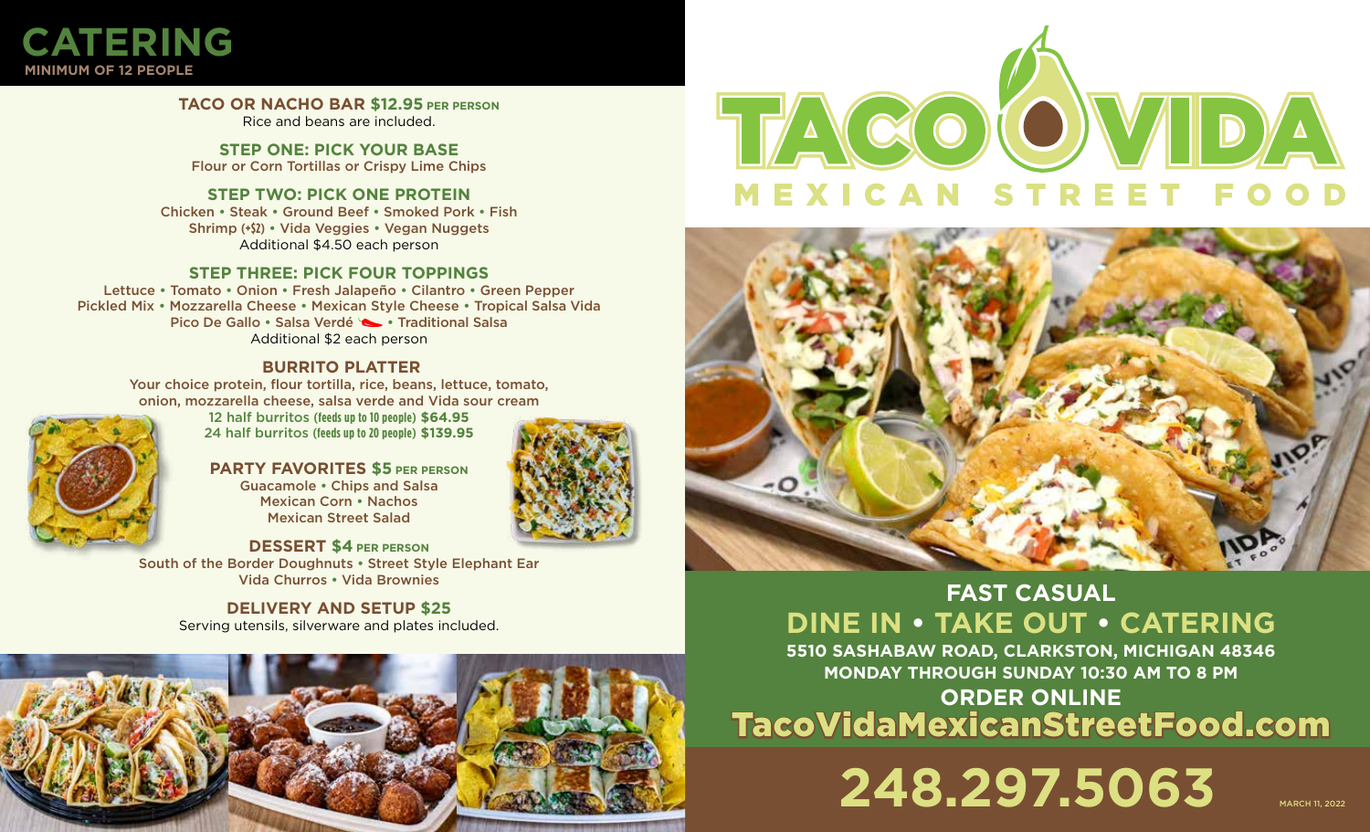# CATERING

**MINIMUM OF 12 PEOPLE**

## TACO OR NACHO BAR $12.95 PER PERSON

Rice and beans are included.

### STEP ONE: PICK YOUR BASE

Flour or Corn Tortillas or Crispy Lime Chips

### STEP TWO: PICK ONE PROTEIN

Chicken • Steak • Ground Beef • Smoked Pork • Fish
Shrimp (+$2) • Vida Veggies • Vegan Nuggets
Additional $4.50 each person

### STEP THREE: PICK FOUR TOPPINGS

Lettuce • Tomato • Onion • Fresh Jalapeño • Cilantro • Green Pepper
Pickled Mix • Mozzarella Cheese • Mexican Style Cheese • Tropical Salsa Vida
Pico De Gallo • Salsa Verdé • Traditional Salsa
Additional $2 each person

## BURRITO PLATTER

Your choice protein, flour tortilla, rice, beans, lettuce, tomato, onion, mozzarella cheese, salsa verde and Vida sour cream

12 half burritos (feeds up to 10 people) **$64.95**
24 half burritos (feeds up to 20 people) **$139.95**

## PARTY FAVORITES $5 PER PERSON

Guacamole • Chips and Salsa
Mexican Corn • Nachos
Mexican Street Salad

## DESSERT $4 PER PERSON

South of the Border Doughnuts • Street Style Elephant Ear
Vida Churros • Vida Brownies

## DELIVERY AND SETUP $25

Serving utensils, silverware and plates included.

# TACO VIDA

MEXICAN STREET FOOD

## FAST CASUAL

## DINE IN • TAKE OUT • CATERING

**5510 SASHABAW ROAD, CLARKSTON, MICHIGAN 48346**
**MONDAY THROUGH SUNDAY 10:30 AM TO 8 PM**

**ORDER ONLINE**

**TacoVidaMexicanStreetFood.com**

# 248.297.5063

MARCH 11, 2022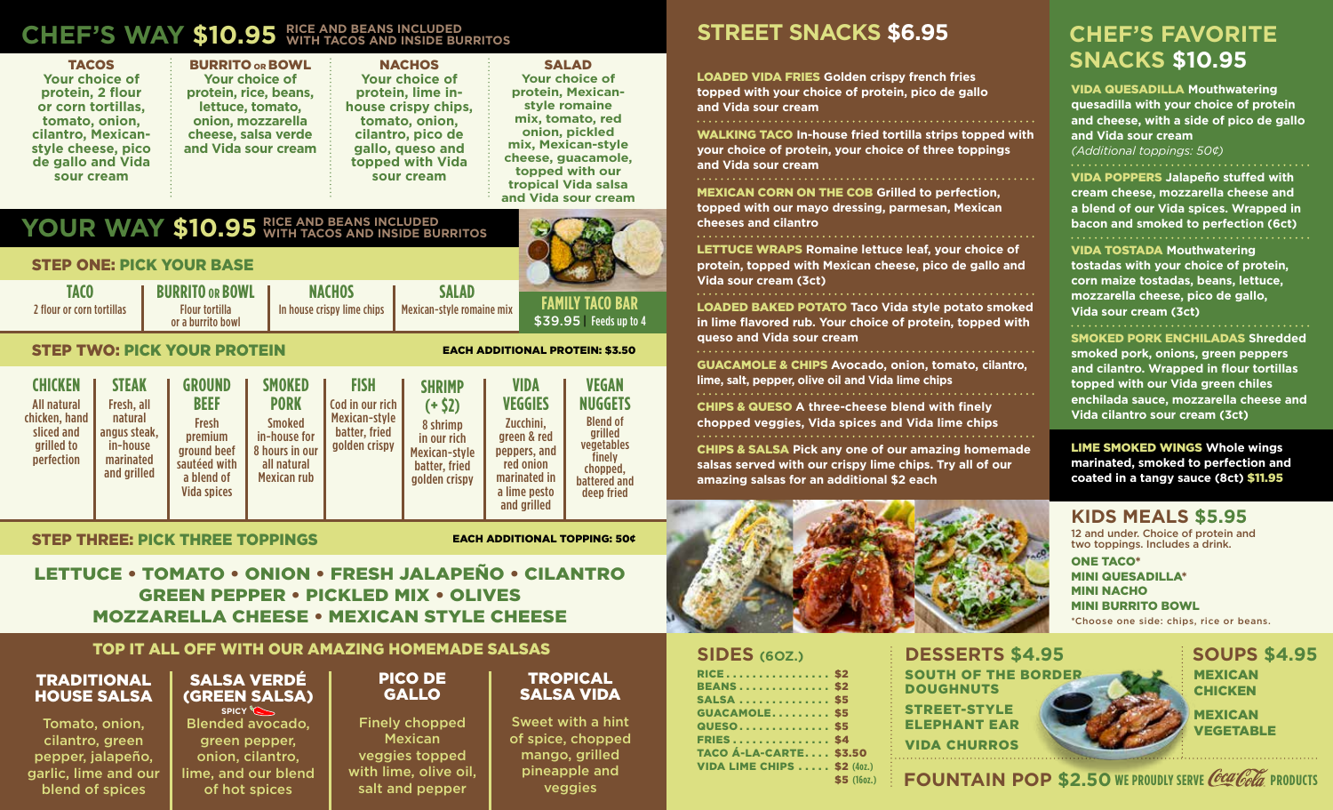## CHEF'S WAY $10.95 RICE AND BEANS INCLUDED WITH TACOS AND INSIDE BURRITOS

**TACOS**
Your choice of protein, 2 flour or corn tortillas, tomato, onion, cilantro, Mexican-style cheese, pico de gallo and Vida sour cream

**BURRITO OR BOWL**
Your choice of protein, rice, beans, lettuce, tomato, onion, mozzarella cheese, salsa verde and Vida sour cream

**NACHOS**
Your choice of protein, lime in-house crispy chips, tomato, onion, cilantro, pico de gallo, queso and topped with Vida sour cream

**SALAD**
Your choice of protein, Mexican-style romaine mix, tomato, red onion, pickled mix, Mexican-style cheese, guacamole, topped with our tropical Vida salsa and Vida sour cream

## YOUR WAY $10.95 RICE AND BEANS INCLUDED WITH TACOS AND INSIDE BURRITOS

### STEP ONE: PICK YOUR BASE

- **TACO** 2 flour or corn tortillas
- **BURRITO OR BOWL** Flour tortilla or a burrito bowl
- **NACHOS** In house crispy lime chips
- **SALAD** Mexican-style romaine mix

**FAMILY TACO BAR** $39.95 | Feeds up to 4

### STEP TWO: PICK YOUR PROTEIN

EACH ADDITIONAL PROTEIN: $3.50

- **CHICKEN** All natural chicken, hand sliced and grilled to perfection
- **STEAK** Fresh, all natural angus steak, in-house marinated and grilled
- **GROUND BEEF** Fresh premium ground beef sautéed with a blend of Vida spices
- **SMOKED PORK** Smoked in-house for 8 hours in our all natural Mexican rub
- **FISH** Cod in our rich Mexican-style batter, fried golden crispy
- **SHRIMP (+ $2)** 8 shrimp in our rich Mexican-style batter, fried golden crispy
- **VIDA VEGGIES** Zucchini, green & red peppers, and red onion marinated in a lime pesto and grilled
- **VEGAN NUGGETS** Blend of grilled vegetables finely chopped, battered and deep fried

### STEP THREE: PICK THREE TOPPINGS

EACH ADDITIONAL TOPPING: 50¢

LETTUCE • TOMATO • ONION • FRESH JALAPEÑO • CILANTRO
GREEN PEPPER • PICKLED MIX • OLIVES
MOZZARELLA CHEESE • MEXICAN STYLE CHEESE

### TOP IT ALL OFF WITH OUR AMAZING HOMEMADE SALSAS

**TRADITIONAL HOUSE SALSA**
Tomato, onion, cilantro, green pepper, jalapeño, garlic, lime and our blend of spices

**SALSA VERDÉ (GREEN SALSA)** SPICY
Blended avocado, green pepper, onion, cilantro, lime, and our blend of hot spices

**PICO DE GALLO**
Finely chopped Mexican veggies topped with lime, olive oil, salt and pepper

**TROPICAL SALSA VIDA**
Sweet with a hint of spice, chopped mango, grilled pineapple and veggies

## STREET SNACKS $6.95

**LOADED VIDA FRIES** Golden crispy french fries topped with your choice of protein, pico de gallo and Vida sour cream

**WALKING TACO** In-house fried tortilla strips topped with your choice of protein, your choice of three toppings and Vida sour cream

**MEXICAN CORN ON THE COB** Grilled to perfection, topped with our mayo dressing, parmesan, Mexican cheeses and cilantro

**LETTUCE WRAPS** Romaine lettuce leaf, your choice of protein, topped with Mexican cheese, pico de gallo and Vida sour cream (3ct)

**LOADED BAKED POTATO** Taco Vida style potato smoked in lime flavored rub. Your choice of protein, topped with queso and Vida sour cream

**GUACAMOLE & CHIPS** Avocado, onion, tomato, cilantro, lime, salt, pepper, olive oil and Vida lime chips

**CHIPS & QUESO** A three-cheese blend with finely chopped veggies, Vida spices and Vida lime chips

**CHIPS & SALSA** Pick any one of our amazing homemade salsas served with our crispy lime chips. Try all of our amazing salsas for an additional $2 each

## CHEF'S FAVORITE SNACKS $10.95

**VIDA QUESADILLA** Mouthwatering quesadilla with your choice of protein and cheese, with a side of pico de gallo and Vida sour cream
*(Additional toppings: 50¢)*

**VIDA POPPERS** Jalapeño stuffed with cream cheese, mozzarella cheese and a blend of our Vida spices. Wrapped in bacon and smoked to perfection (6ct)

**VIDA TOSTADA** Mouthwatering tostadas with your choice of protein, corn maize tostadas, beans, lettuce, mozzarella cheese, pico de gallo, Vida sour cream (3ct)

**SMOKED PORK ENCHILADAS** Shredded smoked pork, onions, green peppers and cilantro. Wrapped in flour tortillas topped with our Vida green chiles enchilada sauce, mozzarella cheese and Vida cilantro sour cream (3ct)

**LIME SMOKED WINGS** Whole wings marinated, smoked to perfection and coated in a tangy sauce (8ct) $11.95

## KIDS MEALS $5.95

12 and under. Choice of protein and two toppings. Includes a drink.

- ONE TACO*
- MINI QUESADILLA*
- MINI NACHO
- MINI BURRITO BOWL

*Choose one side: chips, rice or beans.

## SIDES (6OZ.)

| | |
|---|---|
| RICE | $2 |
| BEANS | $2 |
| SALSA | $5 |
| GUACAMOLE | $5 |
| QUESO | $5 |
| FRIES | $4 |
| TACO Á-LA-CARTE | $3.50 |
| VIDA LIME CHIPS | $2 (4oz.) |
| | $5 (16oz.) |

## DESSERTS $4.95

- SOUTH OF THE BORDER DOUGHNUTS
- STREET-STYLE ELEPHANT EAR
- VIDA CHURROS

## SOUPS $4.95

- MEXICAN CHICKEN
- MEXICAN VEGETABLE

**FOUNTAIN POP $2.50** WE PROUDLY SERVE Coca-Cola PRODUCTS